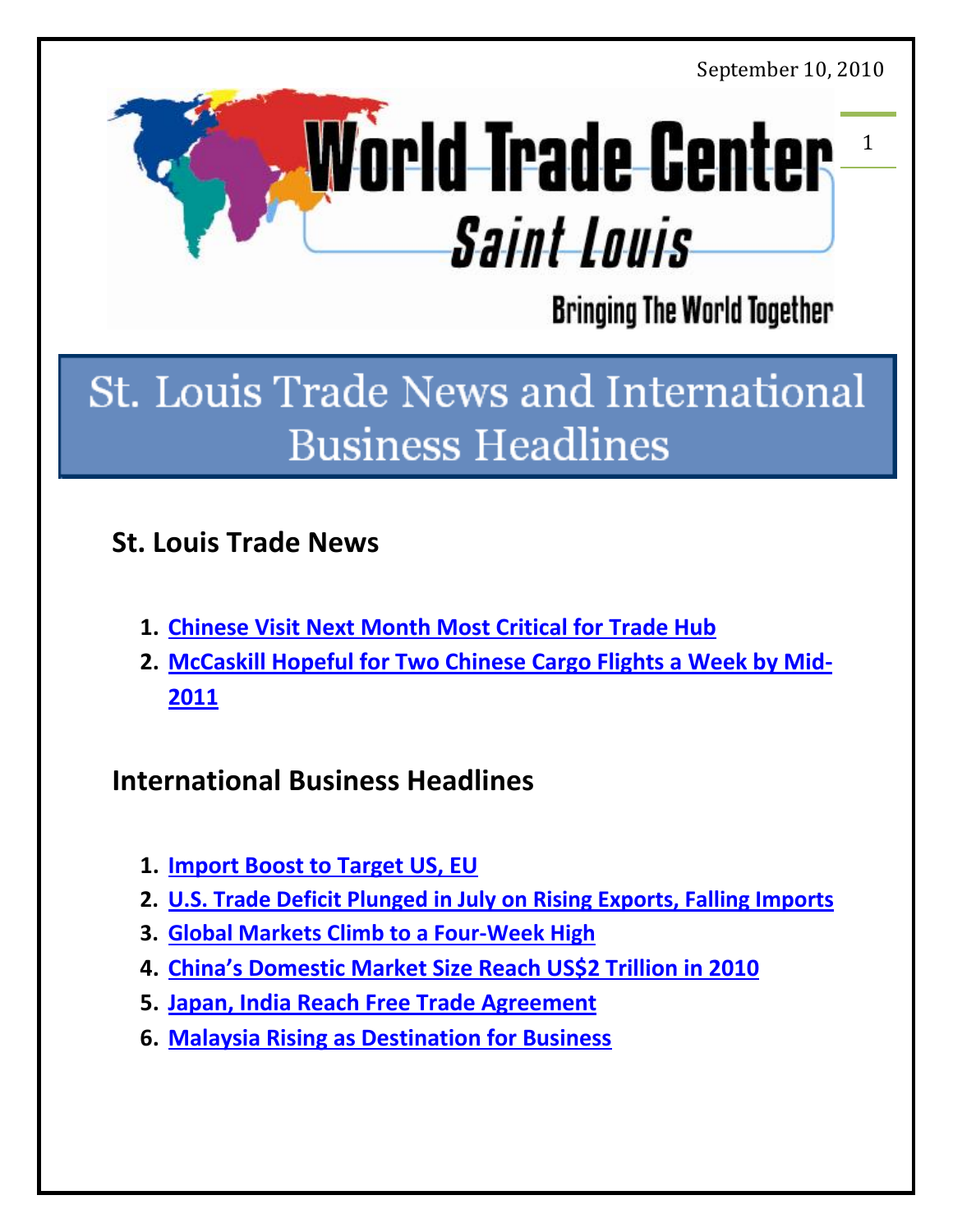September 10, 2010

World Trade Center Saint Louis

Bringing The World Together

# St. Louis Trade News and International Business Headlines

## St. Louis Trade News

1. Chinese Visit Next Month Most Critical for Trade Hub
2. McCaskill Hopeful for Two Chinese Cargo Flights a Week by Mid-2011

## International Business Headlines

1. Import Boost to Target US, EU
2. U.S. Trade Deficit Plunged in July on Rising Exports, Falling Imports
3. Global Markets Climb to a Four-Week High
4. China's Domestic Market Size Reach US$2 Trillion in 2010
5. Japan, India Reach Free Trade Agreement
6. Malaysia Rising as Destination for Business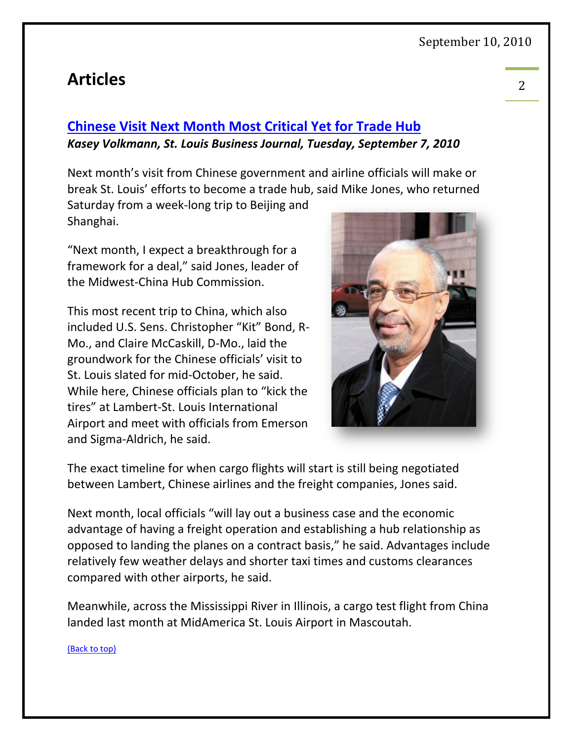# Articles

## Chinese Visit Next Month Most Critical Yet for Trade Hub

***Kasey Volkmann, St. Louis Business Journal, Tuesday, September 7, 2010***

Next month's visit from Chinese government and airline officials will make or break St. Louis' efforts to become a trade hub, said Mike Jones, who returned Saturday from a week-long trip to Beijing and Shanghai.

"Next month, I expect a breakthrough for a framework for a deal," said Jones, leader of the Midwest-China Hub Commission.

This most recent trip to China, which also included U.S. Sens. Christopher "Kit" Bond, R-Mo., and Claire McCaskill, D-Mo., laid the groundwork for the Chinese officials' visit to St. Louis slated for mid-October, he said. While here, Chinese officials plan to "kick the tires" at Lambert-St. Louis International Airport and meet with officials from Emerson and Sigma-Aldrich, he said.

The exact timeline for when cargo flights will start is still being negotiated between Lambert, Chinese airlines and the freight companies, Jones said.

Next month, local officials "will lay out a business case and the economic advantage of having a freight operation and establishing a hub relationship as opposed to landing the planes on a contract basis," he said. Advantages include relatively few weather delays and shorter taxi times and customs clearances compared with other airports, he said.

Meanwhile, across the Mississippi River in Illinois, a cargo test flight from China landed last month at MidAmerica St. Louis Airport in Mascoutah.

(Back to top)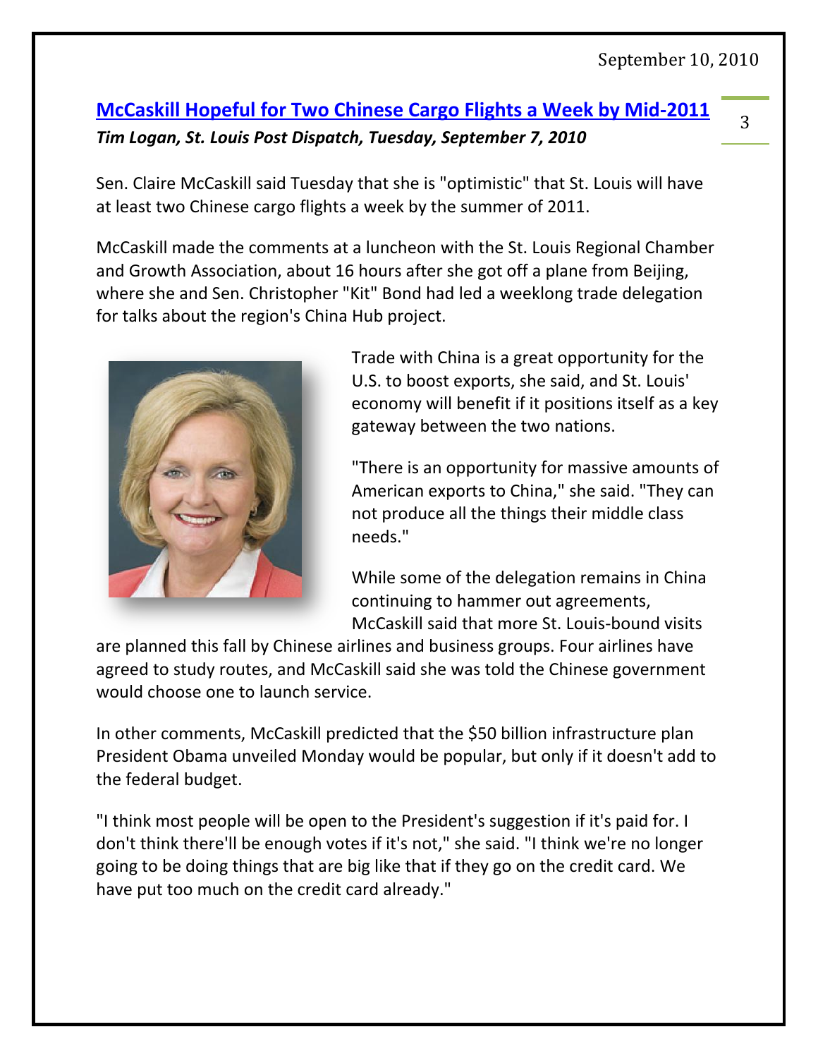## McCaskill Hopeful for Two Chinese Cargo Flights a Week by Mid-2011

***Tim Logan, St. Louis Post Dispatch, Tuesday, September 7, 2010***

Sen. Claire McCaskill said Tuesday that she is "optimistic" that St. Louis will have at least two Chinese cargo flights a week by the summer of 2011.

McCaskill made the comments at a luncheon with the St. Louis Regional Chamber and Growth Association, about 16 hours after she got off a plane from Beijing, where she and Sen. Christopher "Kit" Bond had led a weeklong trade delegation for talks about the region's China Hub project.

Trade with China is a great opportunity for the U.S. to boost exports, she said, and St. Louis' economy will benefit if it positions itself as a key gateway between the two nations.

"There is an opportunity for massive amounts of American exports to China," she said. "They can not produce all the things their middle class needs."

While some of the delegation remains in China continuing to hammer out agreements, McCaskill said that more St. Louis-bound visits are planned this fall by Chinese airlines and business groups. Four airlines have agreed to study routes, and McCaskill said she was told the Chinese government would choose one to launch service.

In other comments, McCaskill predicted that the $50 billion infrastructure plan President Obama unveiled Monday would be popular, but only if it doesn't add to the federal budget.

"I think most people will be open to the President's suggestion if it's paid for. I don't think there'll be enough votes if it's not," she said. "I think we're no longer going to be doing things that are big like that if they go on the credit card. We have put too much on the credit card already."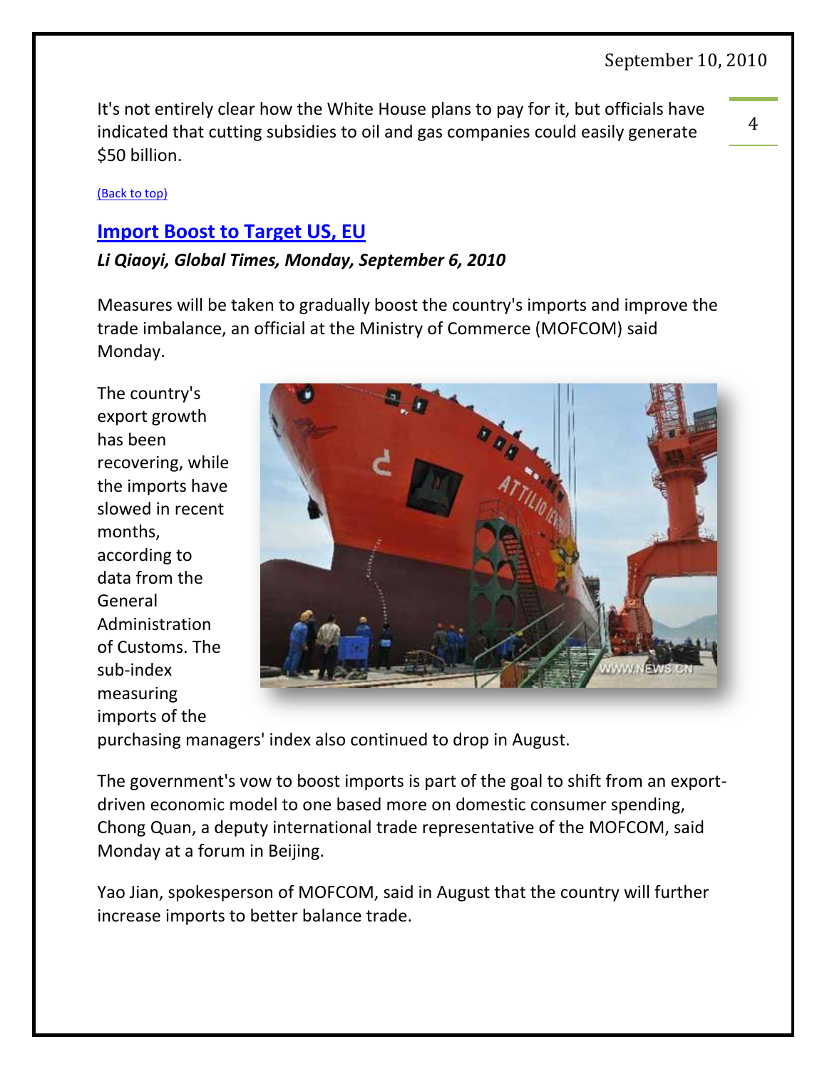It's not entirely clear how the White House plans to pay for it, but officials have indicated that cutting subsidies to oil and gas companies could easily generate $50 billion.

(Back to top)

## Import Boost to Target US, EU

***Li Qiaoyi, Global Times, Monday, September 6, 2010***

Measures will be taken to gradually boost the country's imports and improve the trade imbalance, an official at the Ministry of Commerce (MOFCOM) said Monday.

The country's export growth has been recovering, while the imports have slowed in recent months, according to data from the General Administration of Customs. The sub-index measuring imports of the purchasing managers' index also continued to drop in August.

The government's vow to boost imports is part of the goal to shift from an export-driven economic model to one based more on domestic consumer spending, Chong Quan, a deputy international trade representative of the MOFCOM, said Monday at a forum in Beijing.

Yao Jian, spokesperson of MOFCOM, said in August that the country will further increase imports to better balance trade.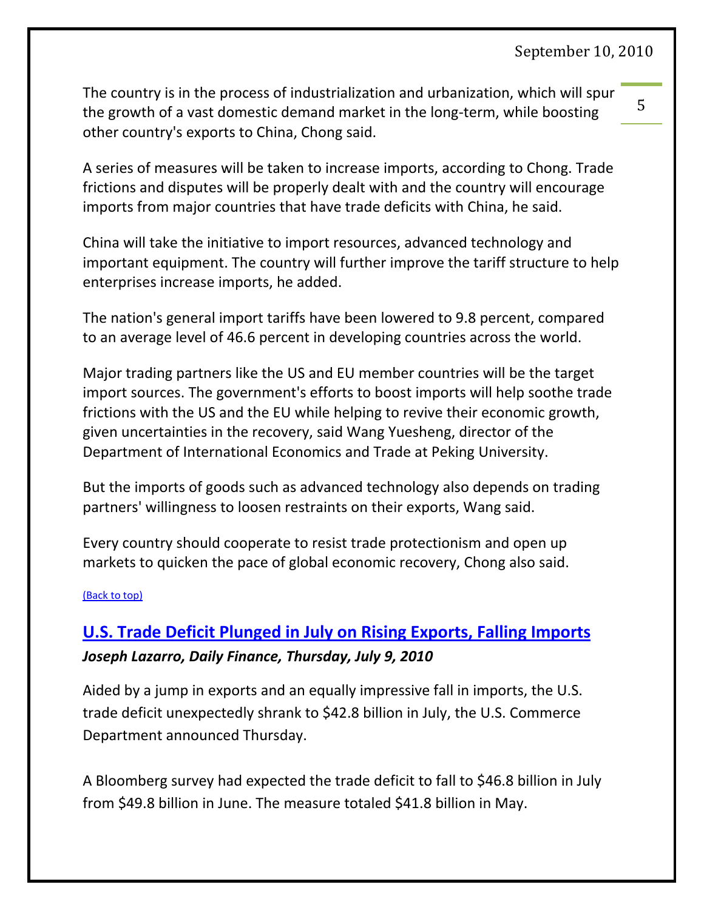The country is in the process of industrialization and urbanization, which will spur the growth of a vast domestic demand market in the long-term, while boosting other country's exports to China, Chong said.

A series of measures will be taken to increase imports, according to Chong. Trade frictions and disputes will be properly dealt with and the country will encourage imports from major countries that have trade deficits with China, he said.

China will take the initiative to import resources, advanced technology and important equipment. The country will further improve the tariff structure to help enterprises increase imports, he added.

The nation's general import tariffs have been lowered to 9.8 percent, compared to an average level of 46.6 percent in developing countries across the world.

Major trading partners like the US and EU member countries will be the target import sources. The government's efforts to boost imports will help soothe trade frictions with the US and the EU while helping to revive their economic growth, given uncertainties in the recovery, said Wang Yuesheng, director of the Department of International Economics and Trade at Peking University.

But the imports of goods such as advanced technology also depends on trading partners' willingness to loosen restraints on their exports, Wang said.

Every country should cooperate to resist trade protectionism and open up markets to quicken the pace of global economic recovery, Chong also said.

(Back to top)

## U.S. Trade Deficit Plunged in July on Rising Exports, Falling Imports

***Joseph Lazarro, Daily Finance, Thursday, July 9, 2010***

Aided by a jump in exports and an equally impressive fall in imports, the U.S. trade deficit unexpectedly shrank to $42.8 billion in July, the U.S. Commerce Department announced Thursday.

A Bloomberg survey had expected the trade deficit to fall to $46.8 billion in July from $49.8 billion in June. The measure totaled $41.8 billion in May.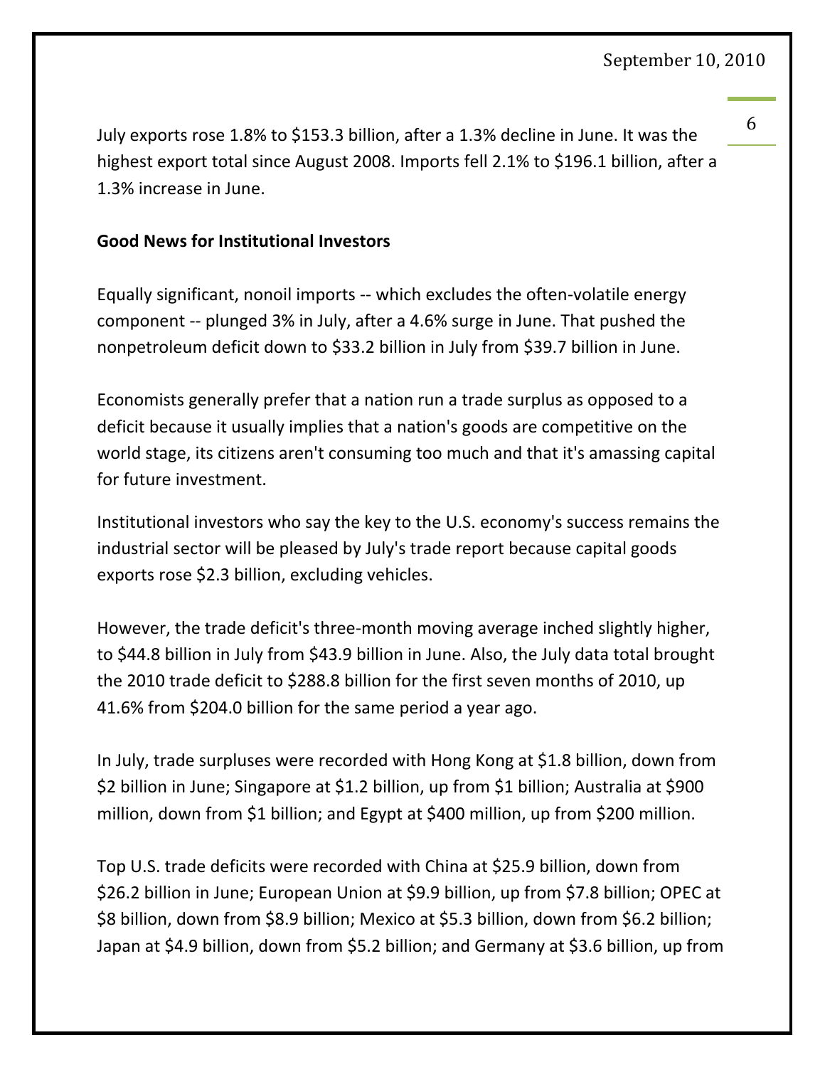July exports rose 1.8% to $153.3 billion, after a 1.3% decline in June. It was the highest export total since August 2008. Imports fell 2.1% to $196.1 billion, after a 1.3% increase in June.

**Good News for Institutional Investors**

Equally significant, nonoil imports -- which excludes the often-volatile energy component -- plunged 3% in July, after a 4.6% surge in June. That pushed the nonpetroleum deficit down to $33.2 billion in July from $39.7 billion in June.

Economists generally prefer that a nation run a trade surplus as opposed to a deficit because it usually implies that a nation's goods are competitive on the world stage, its citizens aren't consuming too much and that it's amassing capital for future investment.

Institutional investors who say the key to the U.S. economy's success remains the industrial sector will be pleased by July's trade report because capital goods exports rose $2.3 billion, excluding vehicles.

However, the trade deficit's three-month moving average inched slightly higher, to $44.8 billion in July from $43.9 billion in June. Also, the July data total brought the 2010 trade deficit to $288.8 billion for the first seven months of 2010, up 41.6% from $204.0 billion for the same period a year ago.

In July, trade surpluses were recorded with Hong Kong at $1.8 billion, down from $2 billion in June; Singapore at $1.2 billion, up from $1 billion; Australia at $900 million, down from $1 billion; and Egypt at $400 million, up from $200 million.

Top U.S. trade deficits were recorded with China at $25.9 billion, down from $26.2 billion in June; European Union at $9.9 billion, up from $7.8 billion; OPEC at $8 billion, down from $8.9 billion; Mexico at $5.3 billion, down from $6.2 billion; Japan at $4.9 billion, down from $5.2 billion; and Germany at $3.6 billion, up from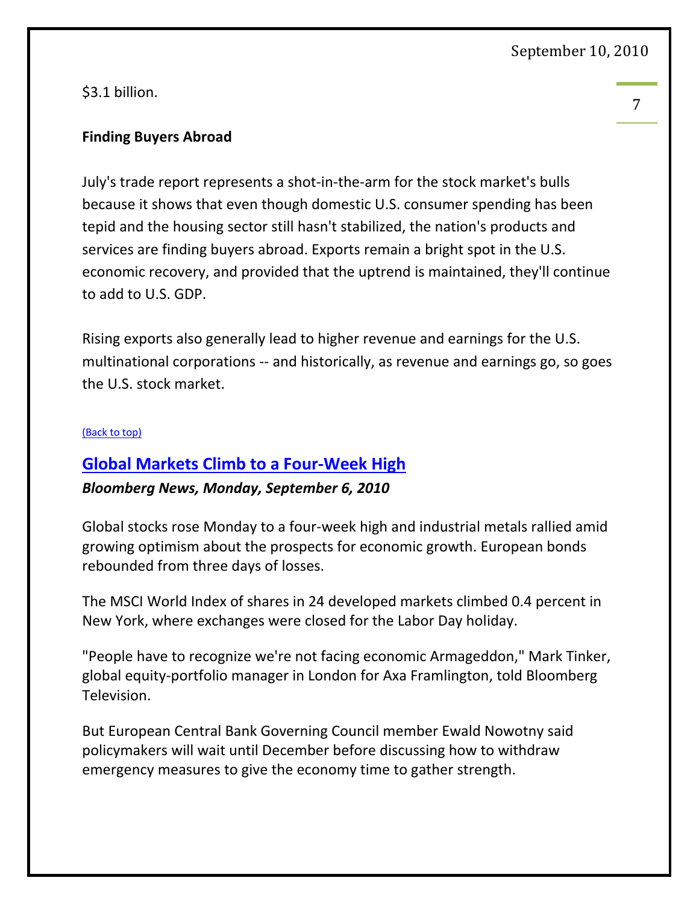$3.1 billion.

**Finding Buyers Abroad**

July's trade report represents a shot-in-the-arm for the stock market's bulls because it shows that even though domestic U.S. consumer spending has been tepid and the housing sector still hasn't stabilized, the nation's products and services are finding buyers abroad. Exports remain a bright spot in the U.S. economic recovery, and provided that the uptrend is maintained, they'll continue to add to U.S. GDP.

Rising exports also generally lead to higher revenue and earnings for the U.S. multinational corporations -- and historically, as revenue and earnings go, so goes the U.S. stock market.

(Back to top)

## Global Markets Climb to a Four-Week High

***Bloomberg News, Monday, September 6, 2010***

Global stocks rose Monday to a four-week high and industrial metals rallied amid growing optimism about the prospects for economic growth. European bonds rebounded from three days of losses.

The MSCI World Index of shares in 24 developed markets climbed 0.4 percent in New York, where exchanges were closed for the Labor Day holiday.

"People have to recognize we're not facing economic Armageddon," Mark Tinker, global equity-portfolio manager in London for Axa Framlington, told Bloomberg Television.

But European Central Bank Governing Council member Ewald Nowotny said policymakers will wait until December before discussing how to withdraw emergency measures to give the economy time to gather strength.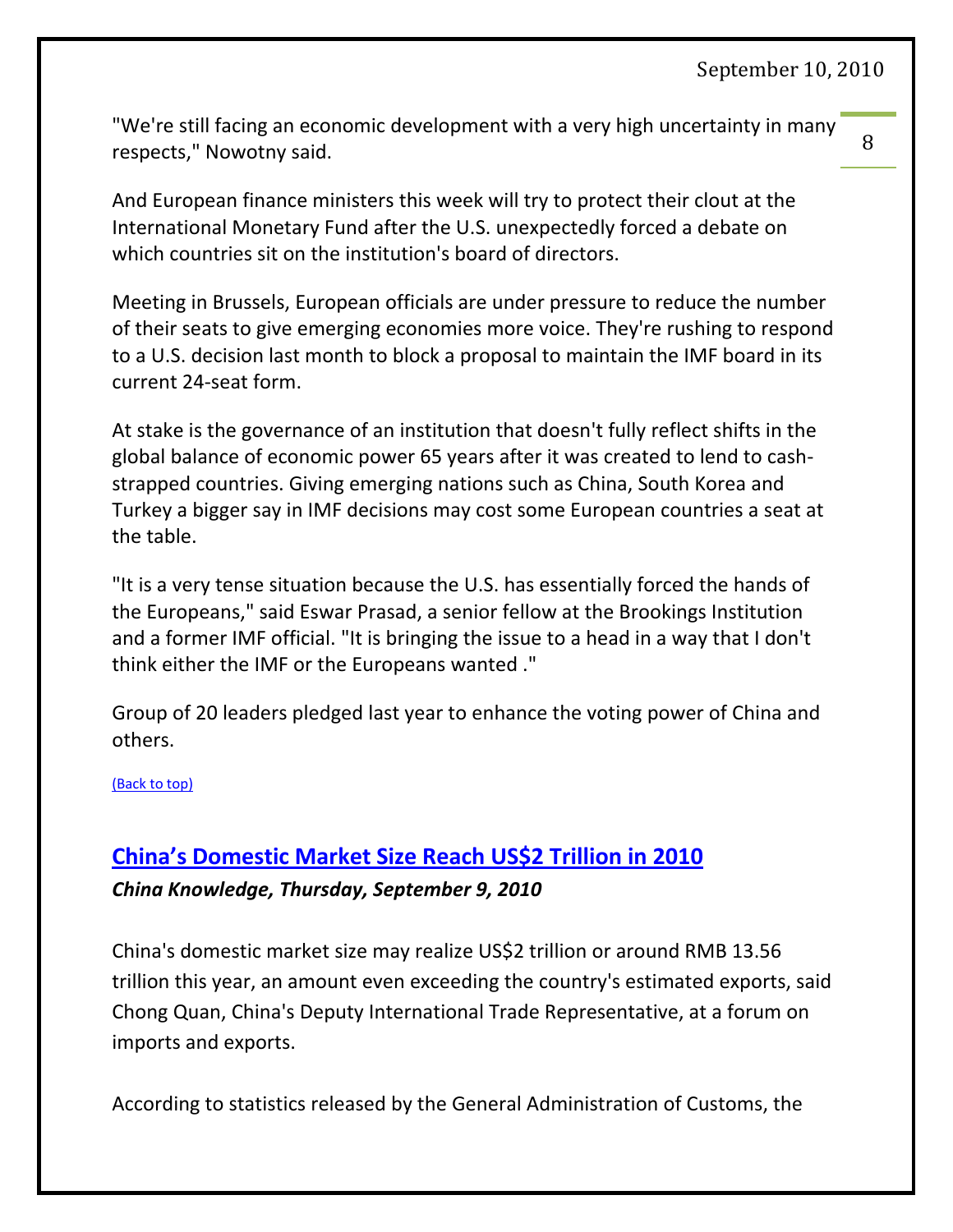"We're still facing an economic development with a very high uncertainty in many respects," Nowotny said.

And European finance ministers this week will try to protect their clout at the International Monetary Fund after the U.S. unexpectedly forced a debate on which countries sit on the institution's board of directors.

Meeting in Brussels, European officials are under pressure to reduce the number of their seats to give emerging economies more voice. They're rushing to respond to a U.S. decision last month to block a proposal to maintain the IMF board in its current 24-seat form.

At stake is the governance of an institution that doesn't fully reflect shifts in the global balance of economic power 65 years after it was created to lend to cash-strapped countries. Giving emerging nations such as China, South Korea and Turkey a bigger say in IMF decisions may cost some European countries a seat at the table.

"It is a very tense situation because the U.S. has essentially forced the hands of the Europeans," said Eswar Prasad, a senior fellow at the Brookings Institution and a former IMF official. "It is bringing the issue to a head in a way that I don't think either the IMF or the Europeans wanted ."

Group of 20 leaders pledged last year to enhance the voting power of China and others.

(Back to top)

## China's Domestic Market Size Reach US$2 Trillion in 2010

***China Knowledge, Thursday, September 9, 2010***

China's domestic market size may realize US$2 trillion or around RMB 13.56 trillion this year, an amount even exceeding the country's estimated exports, said Chong Quan, China's Deputy International Trade Representative, at a forum on imports and exports.

According to statistics released by the General Administration of Customs, the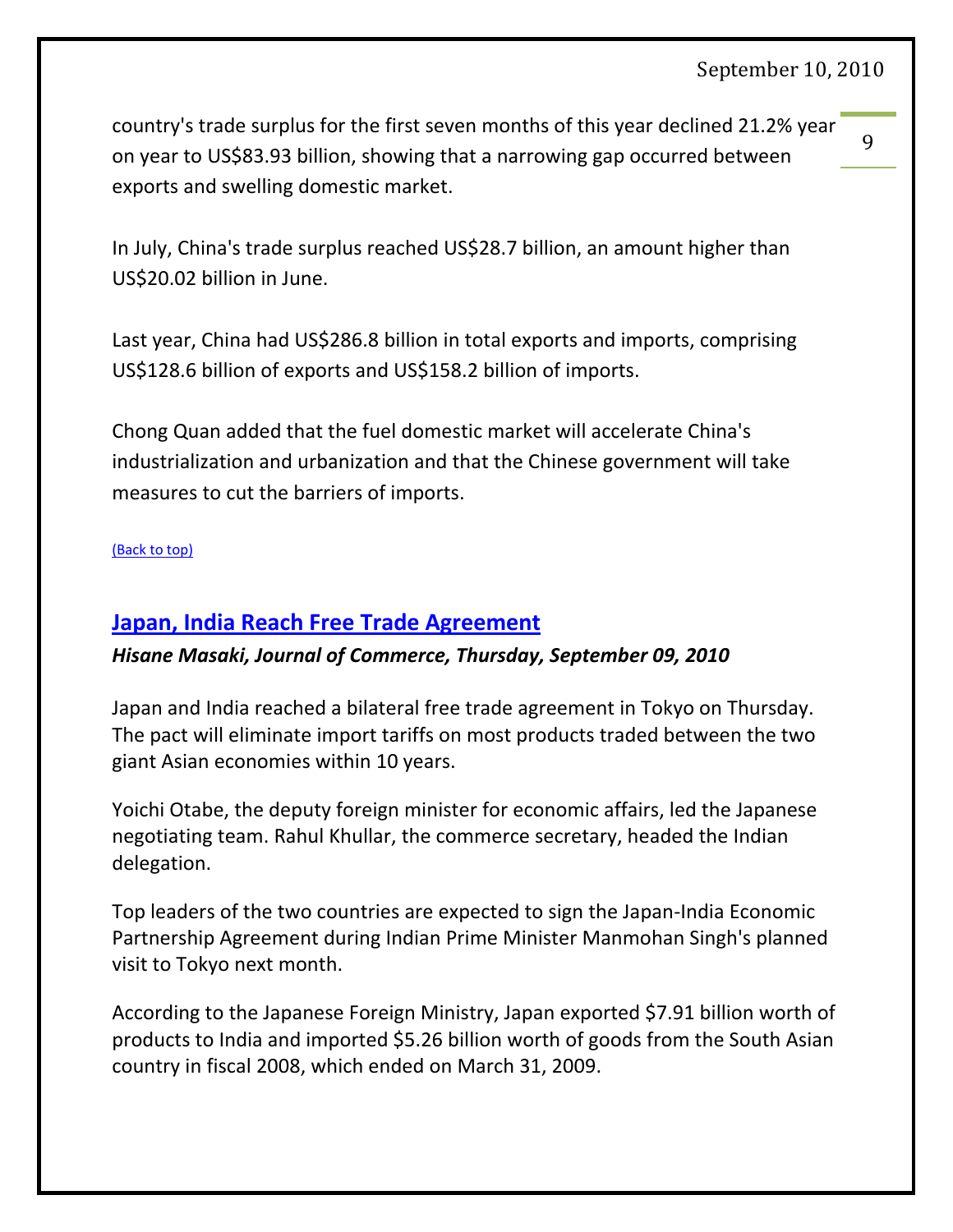country's trade surplus for the first seven months of this year declined 21.2% year on year to US$83.93 billion, showing that a narrowing gap occurred between exports and swelling domestic market.

In July, China's trade surplus reached US$28.7 billion, an amount higher than US$20.02 billion in June.

Last year, China had US$286.8 billion in total exports and imports, comprising US$128.6 billion of exports and US$158.2 billion of imports.

Chong Quan added that the fuel domestic market will accelerate China's industrialization and urbanization and that the Chinese government will take measures to cut the barriers of imports.

(Back to top)

## Japan, India Reach Free Trade Agreement

***Hisane Masaki, Journal of Commerce, Thursday, September 09, 2010***

Japan and India reached a bilateral free trade agreement in Tokyo on Thursday. The pact will eliminate import tariffs on most products traded between the two giant Asian economies within 10 years.

Yoichi Otabe, the deputy foreign minister for economic affairs, led the Japanese negotiating team. Rahul Khullar, the commerce secretary, headed the Indian delegation.

Top leaders of the two countries are expected to sign the Japan-India Economic Partnership Agreement during Indian Prime Minister Manmohan Singh's planned visit to Tokyo next month.

According to the Japanese Foreign Ministry, Japan exported $7.91 billion worth of products to India and imported $5.26 billion worth of goods from the South Asian country in fiscal 2008, which ended on March 31, 2009.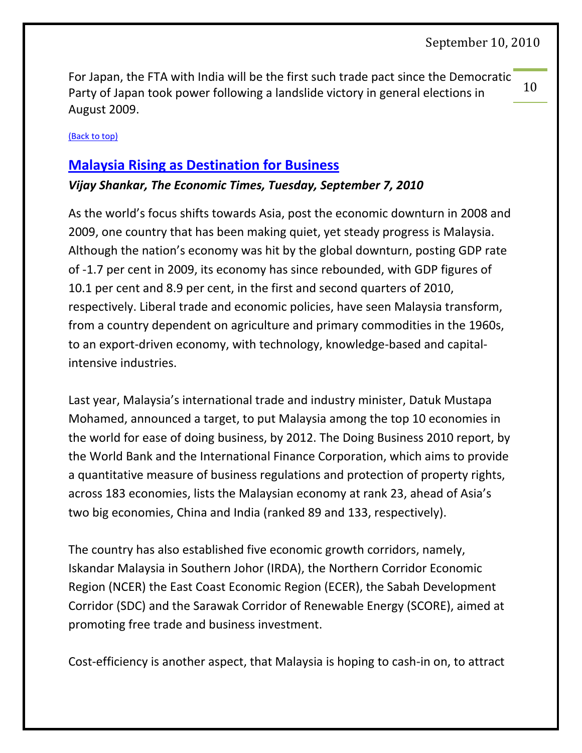For Japan, the FTA with India will be the first such trade pact since the Democratic Party of Japan took power following a landslide victory in general elections in August 2009.

(Back to top)

## Malaysia Rising as Destination for Business

***Vijay Shankar, The Economic Times, Tuesday, September 7, 2010***

As the world's focus shifts towards Asia, post the economic downturn in 2008 and 2009, one country that has been making quiet, yet steady progress is Malaysia. Although the nation's economy was hit by the global downturn, posting GDP rate of -1.7 per cent in 2009, its economy has since rebounded, with GDP figures of 10.1 per cent and 8.9 per cent, in the first and second quarters of 2010, respectively. Liberal trade and economic policies, have seen Malaysia transform, from a country dependent on agriculture and primary commodities in the 1960s, to an export-driven economy, with technology, knowledge-based and capital-intensive industries.

Last year, Malaysia's international trade and industry minister, Datuk Mustapa Mohamed, announced a target, to put Malaysia among the top 10 economies in the world for ease of doing business, by 2012. The Doing Business 2010 report, by the World Bank and the International Finance Corporation, which aims to provide a quantitative measure of business regulations and protection of property rights, across 183 economies, lists the Malaysian economy at rank 23, ahead of Asia's two big economies, China and India (ranked 89 and 133, respectively).

The country has also established five economic growth corridors, namely, Iskandar Malaysia in Southern Johor (IRDA), the Northern Corridor Economic Region (NCER) the East Coast Economic Region (ECER), the Sabah Development Corridor (SDC) and the Sarawak Corridor of Renewable Energy (SCORE), aimed at promoting free trade and business investment.

Cost-efficiency is another aspect, that Malaysia is hoping to cash-in on, to attract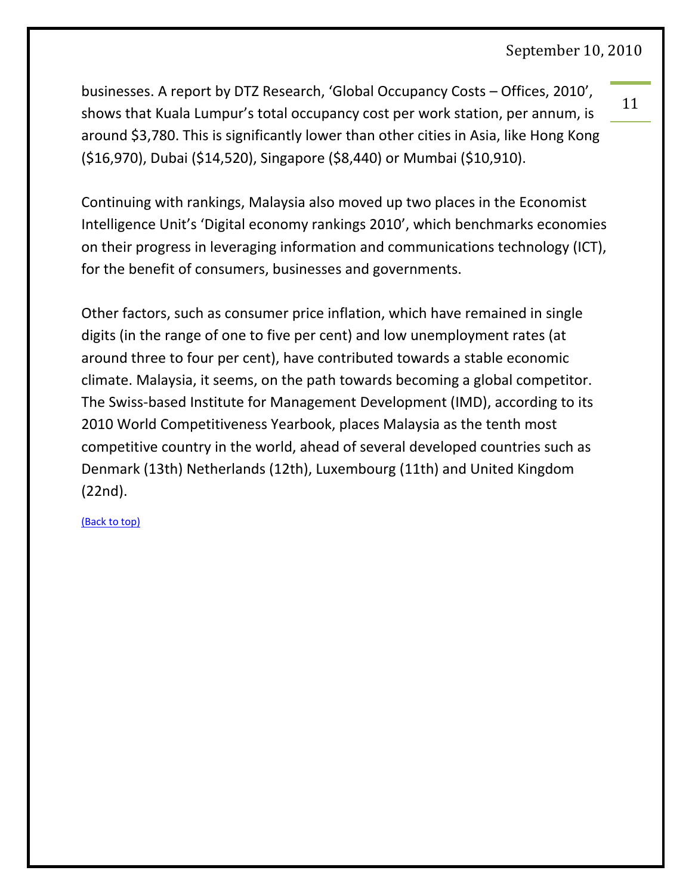businesses. A report by DTZ Research, 'Global Occupancy Costs – Offices, 2010', shows that Kuala Lumpur's total occupancy cost per work station, per annum, is around $3,780. This is significantly lower than other cities in Asia, like Hong Kong ($16,970), Dubai ($14,520), Singapore ($8,440) or Mumbai ($10,910).

Continuing with rankings, Malaysia also moved up two places in the Economist Intelligence Unit's 'Digital economy rankings 2010', which benchmarks economies on their progress in leveraging information and communications technology (ICT), for the benefit of consumers, businesses and governments.

Other factors, such as consumer price inflation, which have remained in single digits (in the range of one to five per cent) and low unemployment rates (at around three to four per cent), have contributed towards a stable economic climate. Malaysia, it seems, on the path towards becoming a global competitor. The Swiss-based Institute for Management Development (IMD), according to its 2010 World Competitiveness Yearbook, places Malaysia as the tenth most competitive country in the world, ahead of several developed countries such as Denmark (13th) Netherlands (12th), Luxembourg (11th) and United Kingdom (22nd).

(Back to top)